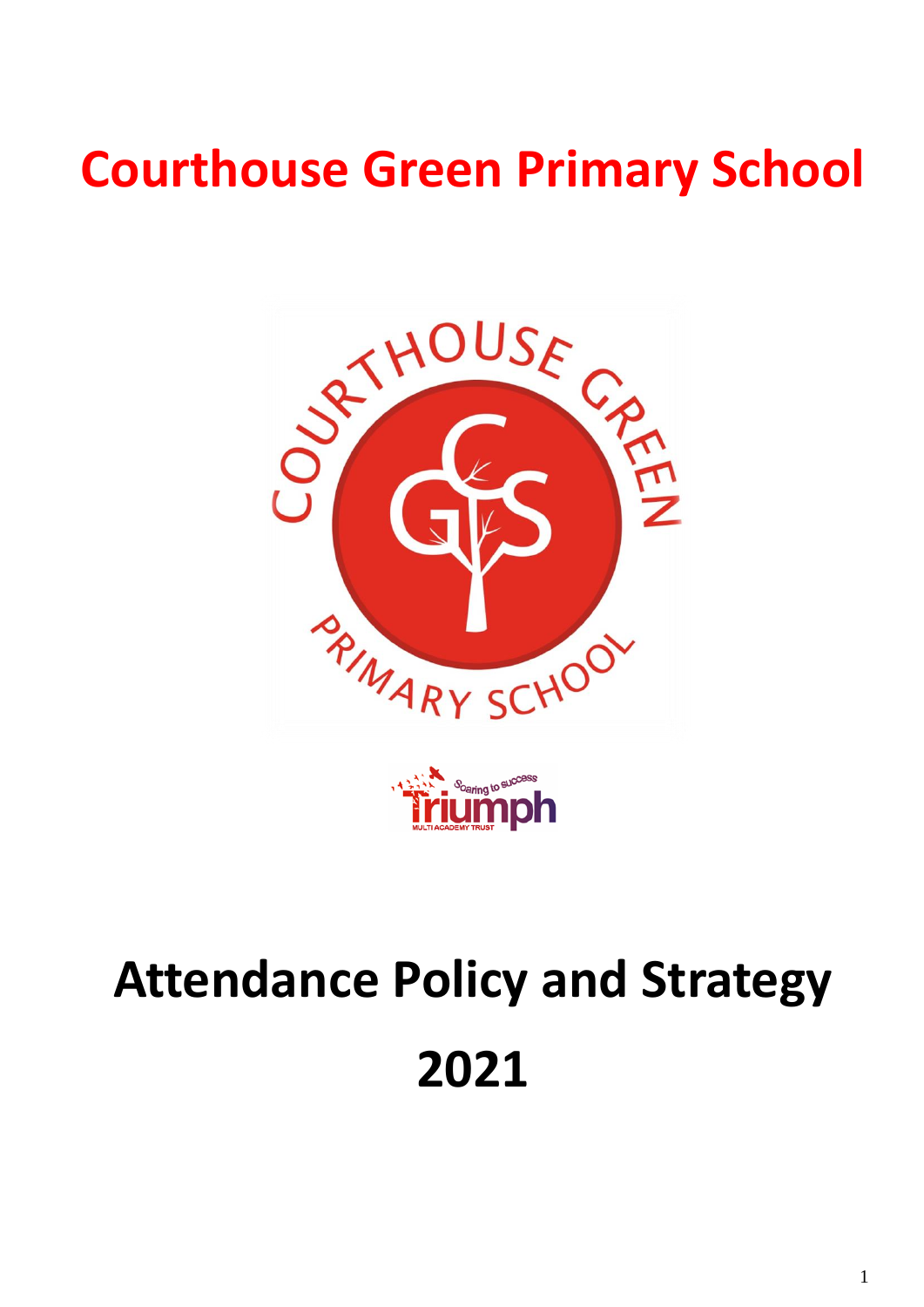# Courthouse Green Primary School

# Attendance Policy and Strategy

# 2021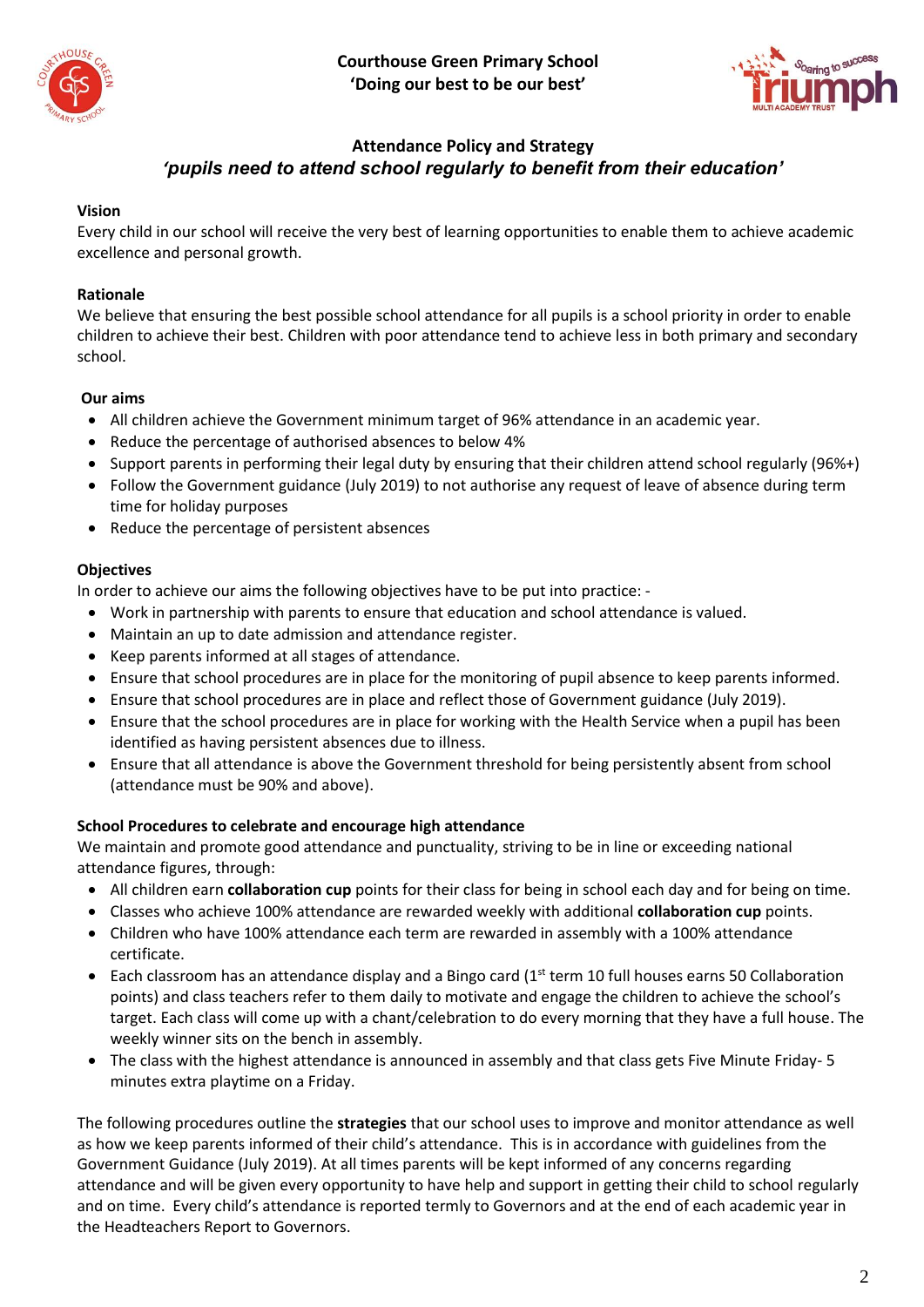**Courthouse Green Primary School**
**'Doing our best to be our best'**

## Attendance Policy and Strategy

***'pupils need to attend school regularly to benefit from their education'***

### Vision

Every child in our school will receive the very best of learning opportunities to enable them to achieve academic excellence and personal growth.

### Rationale

We believe that ensuring the best possible school attendance for all pupils is a school priority in order to enable children to achieve their best. Children with poor attendance tend to achieve less in both primary and secondary school.

### Our aims

- All children achieve the Government minimum target of 96% attendance in an academic year.
- Reduce the percentage of authorised absences to below 4%
- Support parents in performing their legal duty by ensuring that their children attend school regularly (96%+)
- Follow the Government guidance (July 2019) to not authorise any request of leave of absence during term time for holiday purposes
- Reduce the percentage of persistent absences

### Objectives

In order to achieve our aims the following objectives have to be put into practice: -

- Work in partnership with parents to ensure that education and school attendance is valued.
- Maintain an up to date admission and attendance register.
- Keep parents informed at all stages of attendance.
- Ensure that school procedures are in place for the monitoring of pupil absence to keep parents informed.
- Ensure that school procedures are in place and reflect those of Government guidance (July 2019).
- Ensure that the school procedures are in place for working with the Health Service when a pupil has been identified as having persistent absences due to illness.
- Ensure that all attendance is above the Government threshold for being persistently absent from school (attendance must be 90% and above).

### School Procedures to celebrate and encourage high attendance

We maintain and promote good attendance and punctuality, striving to be in line or exceeding national attendance figures, through:

- All children earn **collaboration cup** points for their class for being in school each day and for being on time.
- Classes who achieve 100% attendance are rewarded weekly with additional **collaboration cup** points.
- Children who have 100% attendance each term are rewarded in assembly with a 100% attendance certificate.
- Each classroom has an attendance display and a Bingo card (1st term 10 full houses earns 50 Collaboration points) and class teachers refer to them daily to motivate and engage the children to achieve the school's target. Each class will come up with a chant/celebration to do every morning that they have a full house. The weekly winner sits on the bench in assembly.
- The class with the highest attendance is announced in assembly and that class gets Five Minute Friday- 5 minutes extra playtime on a Friday.

The following procedures outline the **strategies** that our school uses to improve and monitor attendance as well as how we keep parents informed of their child's attendance. This is in accordance with guidelines from the Government Guidance (July 2019). At all times parents will be kept informed of any concerns regarding attendance and will be given every opportunity to have help and support in getting their child to school regularly and on time. Every child's attendance is reported termly to Governors and at the end of each academic year in the Headteachers Report to Governors.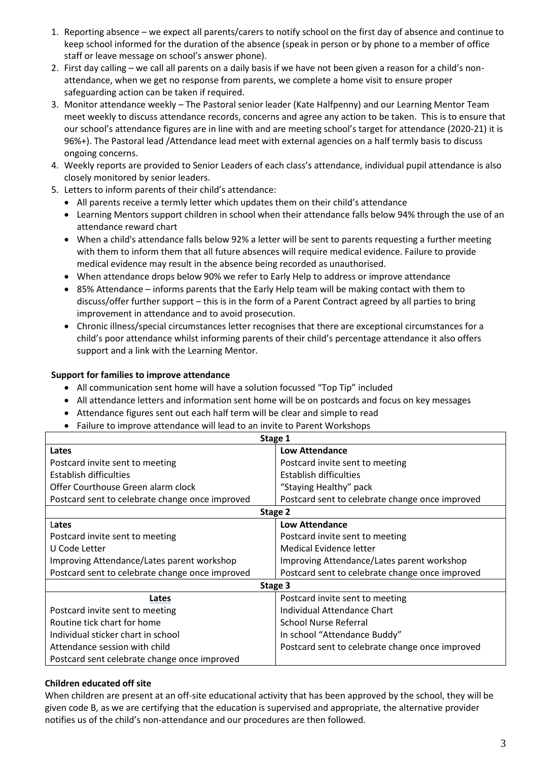1. Reporting absence – we expect all parents/carers to notify school on the first day of absence and continue to keep school informed for the duration of the absence (speak in person or by phone to a member of office staff or leave message on school's answer phone).
2. First day calling – we call all parents on a daily basis if we have not been given a reason for a child's non-attendance, when we get no response from parents, we complete a home visit to ensure proper safeguarding action can be taken if required.
3. Monitor attendance weekly – The Pastoral senior leader (Kate Halfpenny) and our Learning Mentor Team meet weekly to discuss attendance records, concerns and agree any action to be taken. This is to ensure that our school's attendance figures are in line with and are meeting school's target for attendance (2020-21) it is 96%+). The Pastoral lead /Attendance lead meet with external agencies on a half termly basis to discuss ongoing concerns.
4. Weekly reports are provided to Senior Leaders of each class's attendance, individual pupil attendance is also closely monitored by senior leaders.
5. Letters to inform parents of their child's attendance:
   - All parents receive a termly letter which updates them on their child's attendance
   - Learning Mentors support children in school when their attendance falls below 94% through the use of an attendance reward chart
   - When a child's attendance falls below 92% a letter will be sent to parents requesting a further meeting with them to inform them that all future absences will require medical evidence. Failure to provide medical evidence may result in the absence being recorded as unauthorised.
   - When attendance drops below 90% we refer to Early Help to address or improve attendance
   - 85% Attendance – informs parents that the Early Help team will be making contact with them to discuss/offer further support – this is in the form of a Parent Contract agreed by all parties to bring improvement in attendance and to avoid prosecution.
   - Chronic illness/special circumstances letter recognises that there are exceptional circumstances for a child's poor attendance whilst informing parents of their child's percentage attendance it also offers support and a link with the Learning Mentor.

**Support for families to improve attendance**

- All communication sent home will have a solution focussed "Top Tip" included
- All attendance letters and information sent home will be on postcards and focus on key messages
- Attendance figures sent out each half term will be clear and simple to read
- Failure to improve attendance will lead to an invite to Parent Workshops

| **Stage 1** | |
|---|---|
| **Lates** | **Low Attendance** |
| Postcard invite sent to meeting | Postcard invite sent to meeting |
| Establish difficulties | Establish difficulties |
| Offer Courthouse Green alarm clock | "Staying Healthy" pack |
| Postcard sent to celebrate change once improved | Postcard sent to celebrate change once improved |
| **Stage 2** | |
| **Lates** | **Low Attendance** |
| Postcard invite sent to meeting | Postcard invite sent to meeting |
| U Code Letter | Medical Evidence letter |
| Improving Attendance/Lates parent workshop | Improving Attendance/Lates parent workshop |
| Postcard sent to celebrate change once improved | Postcard sent to celebrate change once improved |
| **Stage 3** | |
| **Lates** | Postcard invite sent to meeting |
| Postcard invite sent to meeting | Individual Attendance Chart |
| Routine tick chart for home | School Nurse Referral |
| Individual sticker chart in school | In school "Attendance Buddy" |
| Attendance session with child | Postcard sent to celebrate change once improved |
| Postcard sent celebrate change once improved | |

**Children educated off site**

When children are present at an off-site educational activity that has been approved by the school, they will be given code B, as we are certifying that the education is supervised and appropriate, the alternative provider notifies us of the child's non-attendance and our procedures are then followed.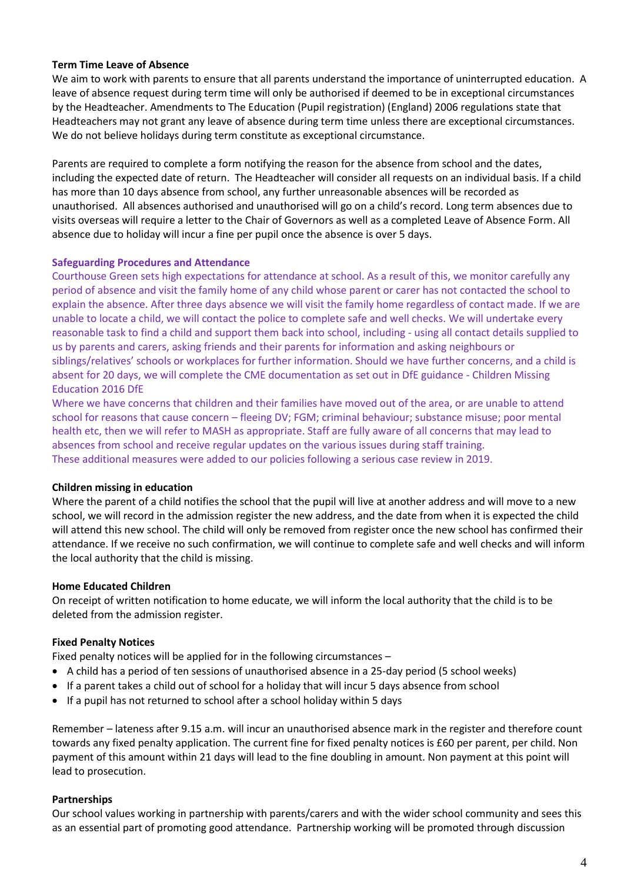**Term Time Leave of Absence**

We aim to work with parents to ensure that all parents understand the importance of uninterrupted education. A leave of absence request during term time will only be authorised if deemed to be in exceptional circumstances by the Headteacher. Amendments to The Education (Pupil registration) (England) 2006 regulations state that Headteachers may not grant any leave of absence during term time unless there are exceptional circumstances. We do not believe holidays during term constitute as exceptional circumstance.

Parents are required to complete a form notifying the reason for the absence from school and the dates, including the expected date of return. The Headteacher will consider all requests on an individual basis. If a child has more than 10 days absence from school, any further unreasonable absences will be recorded as unauthorised. All absences authorised and unauthorised will go on a child's record. Long term absences due to visits overseas will require a letter to the Chair of Governors as well as a completed Leave of Absence Form. All absence due to holiday will incur a fine per pupil once the absence is over 5 days.

**Safeguarding Procedures and Attendance**

Courthouse Green sets high expectations for attendance at school. As a result of this, we monitor carefully any period of absence and visit the family home of any child whose parent or carer has not contacted the school to explain the absence. After three days absence we will visit the family home regardless of contact made. If we are unable to locate a child, we will contact the police to complete safe and well checks. We will undertake every reasonable task to find a child and support them back into school, including - using all contact details supplied to us by parents and carers, asking friends and their parents for information and asking neighbours or siblings/relatives' schools or workplaces for further information. Should we have further concerns, and a child is absent for 20 days, we will complete the CME documentation as set out in DfE guidance - Children Missing Education 2016 DfE

Where we have concerns that children and their families have moved out of the area, or are unable to attend school for reasons that cause concern – fleeing DV; FGM; criminal behaviour; substance misuse; poor mental health etc, then we will refer to MASH as appropriate. Staff are fully aware of all concerns that may lead to absences from school and receive regular updates on the various issues during staff training.

These additional measures were added to our policies following a serious case review in 2019.

**Children missing in education**

Where the parent of a child notifies the school that the pupil will live at another address and will move to a new school, we will record in the admission register the new address, and the date from when it is expected the child will attend this new school. The child will only be removed from register once the new school has confirmed their attendance. If we receive no such confirmation, we will continue to complete safe and well checks and will inform the local authority that the child is missing.

**Home Educated Children**

On receipt of written notification to home educate, we will inform the local authority that the child is to be deleted from the admission register.

**Fixed Penalty Notices**

Fixed penalty notices will be applied for in the following circumstances –

- A child has a period of ten sessions of unauthorised absence in a 25-day period (5 school weeks)
- If a parent takes a child out of school for a holiday that will incur 5 days absence from school
- If a pupil has not returned to school after a school holiday within 5 days

Remember – lateness after 9.15 a.m. will incur an unauthorised absence mark in the register and therefore count towards any fixed penalty application. The current fine for fixed penalty notices is £60 per parent, per child. Non payment of this amount within 21 days will lead to the fine doubling in amount. Non payment at this point will lead to prosecution.

**Partnerships**

Our school values working in partnership with parents/carers and with the wider school community and sees this as an essential part of promoting good attendance. Partnership working will be promoted through discussion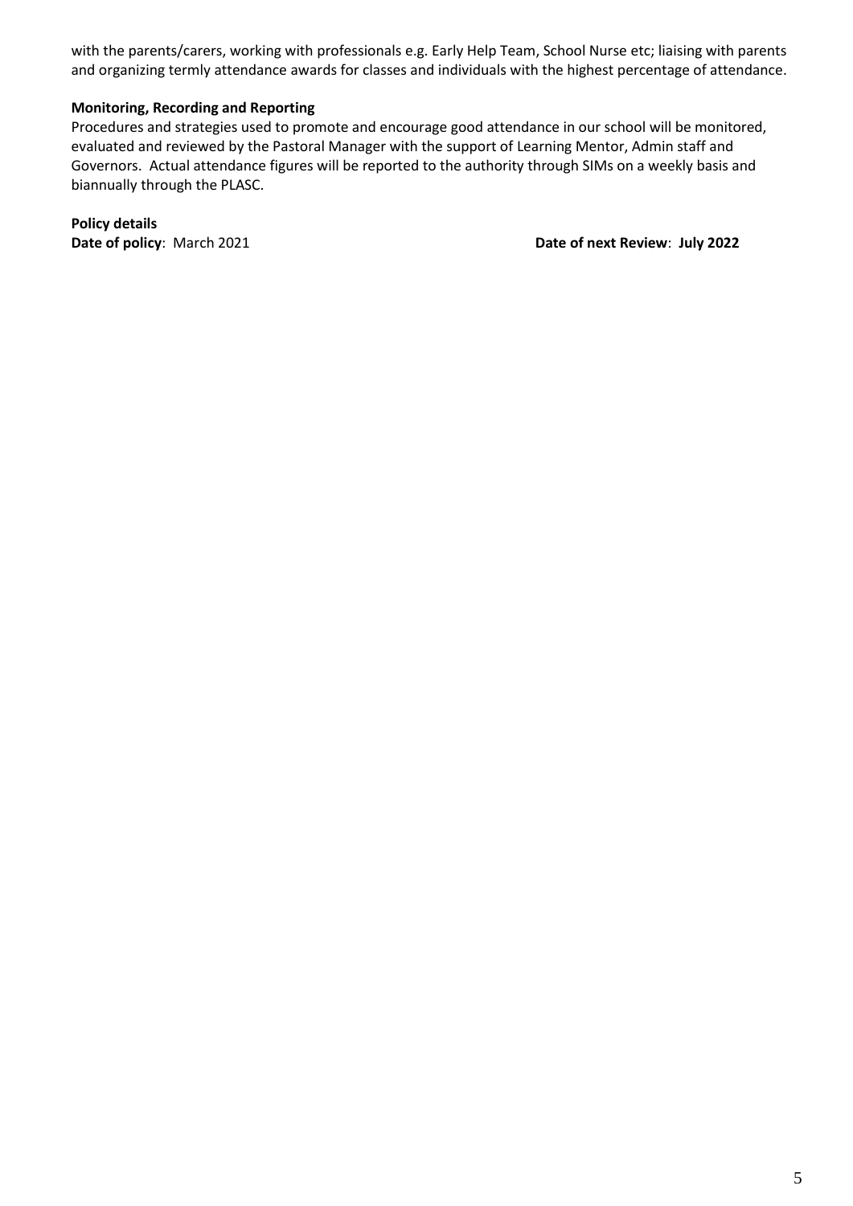with the parents/carers, working with professionals e.g. Early Help Team, School Nurse etc; liaising with parents and organizing termly attendance awards for classes and individuals with the highest percentage of attendance.

**Monitoring, Recording and Reporting**

Procedures and strategies used to promote and encourage good attendance in our school will be monitored, evaluated and reviewed by the Pastoral Manager with the support of Learning Mentor, Admin staff and Governors. Actual attendance figures will be reported to the authority through SIMs on a weekly basis and biannually through the PLASC.

**Policy details**

**Date of policy**: March 2021 **Date of next Review**: **July 2022**